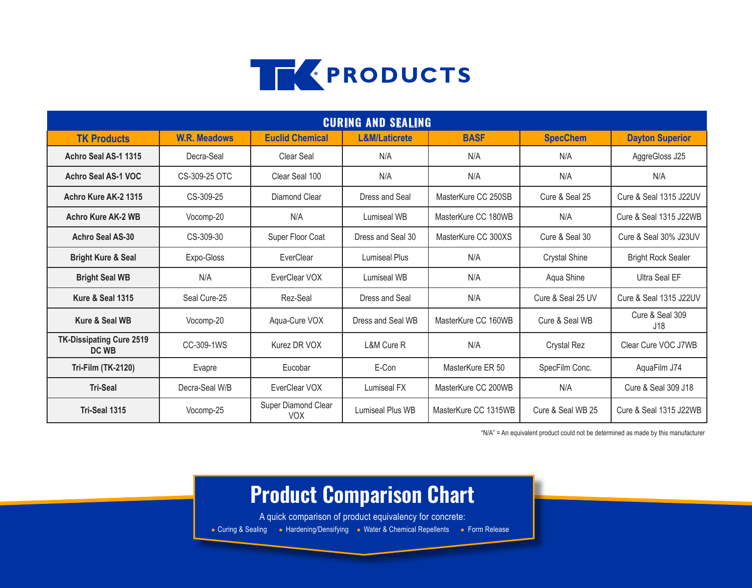# TK PRODUCTS

## CURING AND SEALING

| TK Products | W.R. Meadows | Euclid Chemical | L&M/Laticrete | BASF | SpecChem | Dayton Superior |
|---|---|---|---|---|---|---|
| Achro Seal AS-1 1315 | Decra-Seal | Clear Seal | N/A | N/A | N/A | AggreGloss J25 |
| Achro Seal AS-1 VOC | CS-309-25 OTC | Clear Seal 100 | N/A | N/A | N/A | N/A |
| Achro Kure AK-2 1315 | CS-309-25 | Diamond Clear | Dress and Seal | MasterKure CC 250SB | Cure & Seal 25 | Cure & Seal 1315 J22UV |
| Achro Kure AK-2 WB | Vocomp-20 | N/A | Lumiseal WB | MasterKure CC 180WB | N/A | Cure & Seal 1315 J22WB |
| Achro Seal AS-30 | CS-309-30 | Super Floor Coat | Dress and Seal 30 | MasterKure CC 300XS | Cure & Seal 30 | Cure & Seal 30% J23UV |
| Bright Kure & Seal | Expo-Gloss | EverClear | Lumiseal Plus | N/A | Crystal Shine | Bright Rock Sealer |
| Bright Seal WB | N/A | EverClear VOX | Lumiseal WB | N/A | Aqua Shine | Ultra Seal EF |
| Kure & Seal 1315 | Seal Cure-25 | Rez-Seal | Dress and Seal | N/A | Cure & Seal 25 UV | Cure & Seal 1315 J22UV |
| Kure & Seal WB | Vocomp-20 | Aqua-Cure VOX | Dress and Seal WB | MasterKure CC 160WB | Cure & Seal WB | Cure & Seal 309 J18 |
| TK-Dissipating Cure 2519 DC WB | CC-309-1WS | Kurez DR VOX | L&M Cure R | N/A | Crystal Rez | Clear Cure VOC J7WB |
| Tri-Film (TK-2120) | Evapre | Eucobar | E-Con | MasterKure ER 50 | SpecFilm Conc. | AquaFilm J74 |
| Tri-Seal | Decra-Seal W/B | EverClear VOX | Lumiseal FX | MasterKure CC 200WB | N/A | Cure & Seal 309 J18 |
| Tri-Seal 1315 | Vocomp-25 | Super Diamond Clear VOX | Lumiseal Plus WB | MasterKure CC 1315WB | Cure & Seal WB 25 | Cure & Seal 1315 J22WB |

"N/A" = An equivalent product could not be determined as made by this manufacturer

# Product Comparison Chart

A quick comparison of product equivalency for concrete:

- Curing & Sealing
- Hardening/Densifying
- Water & Chemical Repellents
- Form Release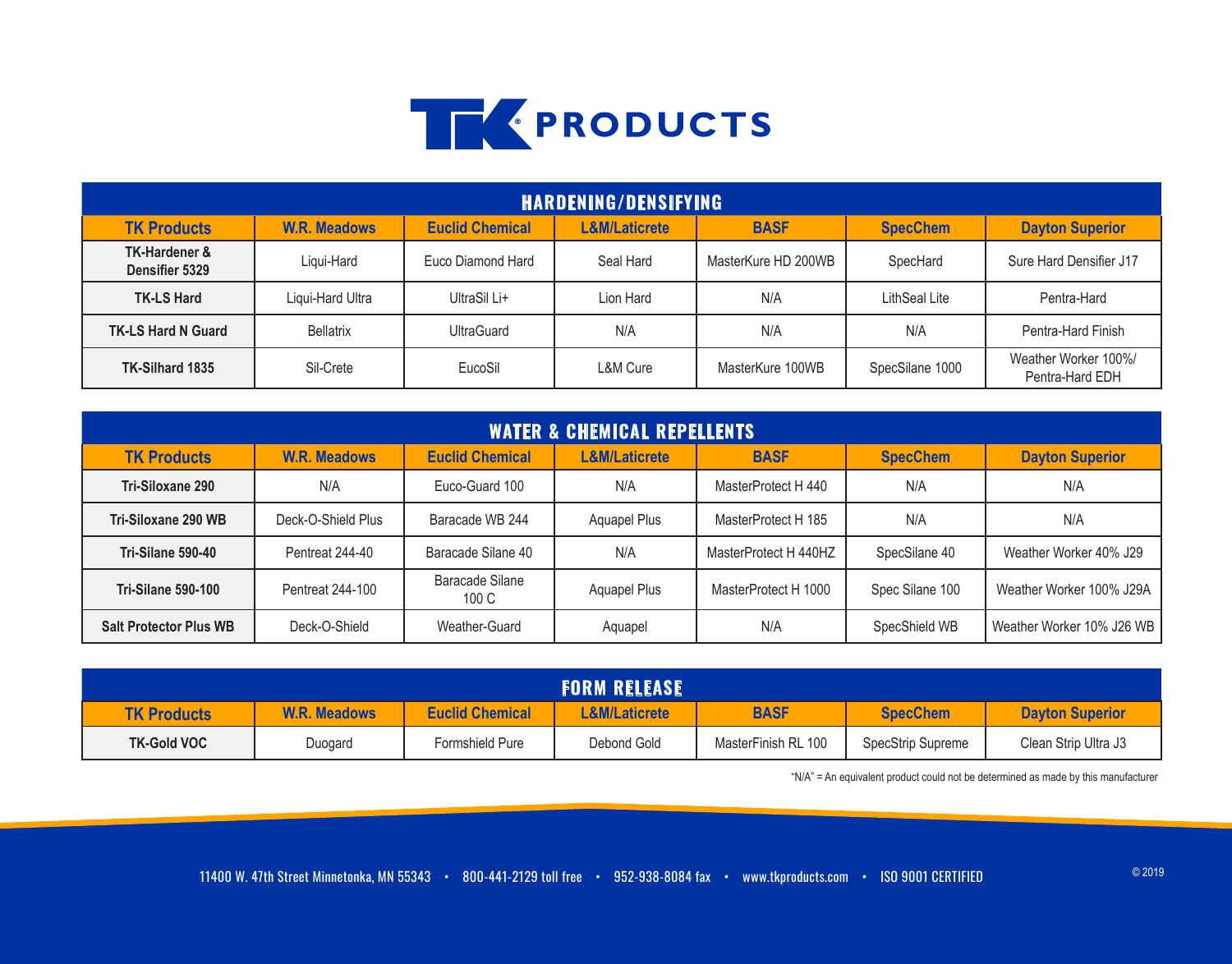# TK PRODUCTS

## HARDENING/DENSIFYING

| TK Products | W.R. Meadows | Euclid Chemical | L&M/Laticrete | BASF | SpecChem | Dayton Superior |
|---|---|---|---|---|---|---|
| **TK-Hardener & Densifier 5329** | Liqui-Hard | Euco Diamond Hard | Seal Hard | MasterKure HD 200WB | SpecHard | Sure Hard Densifier J17 |
| **TK-LS Hard** | Liqui-Hard Ultra | UltraSil Li+ | Lion Hard | N/A | LithSeal Lite | Pentra-Hard |
| **TK-LS Hard N Guard** | Bellatrix | UltraGuard | N/A | N/A | N/A | Pentra-Hard Finish |
| **TK-Silhard 1835** | Sil-Crete | EucoSil | L&M Cure | MasterKure 100WB | SpecSilane 1000 | Weather Worker 100%/ Pentra-Hard EDH |

## WATER & CHEMICAL REPELLENTS

| TK Products | W.R. Meadows | Euclid Chemical | L&M/Laticrete | BASF | SpecChem | Dayton Superior |
|---|---|---|---|---|---|---|
| **Tri-Siloxane 290** | N/A | Euco-Guard 100 | N/A | MasterProtect H 440 | N/A | N/A |
| **Tri-Siloxane 290 WB** | Deck-O-Shield Plus | Baracade WB 244 | Aquapel Plus | MasterProtect H 185 | N/A | N/A |
| **Tri-Silane 590-40** | Pentreat 244-40 | Baracade Silane 40 | N/A | MasterProtect H 440HZ | SpecSilane 40 | Weather Worker 40% J29 |
| **Tri-Silane 590-100** | Pentreat 244-100 | Baracade Silane 100 C | Aquapel Plus | MasterProtect H 1000 | Spec Silane 100 | Weather Worker 100% J29A |
| **Salt Protector Plus WB** | Deck-O-Shield | Weather-Guard | Aquapel | N/A | SpecShield WB | Weather Worker 10% J26 WB |

## FORM RELEASE

| TK Products | W.R. Meadows | Euclid Chemical | L&M/Laticrete | BASF | SpecChem | Dayton Superior |
|---|---|---|---|---|---|---|
| **TK-Gold VOC** | Duogard | Formshield Pure | Debond Gold | MasterFinish RL 100 | SpecStrip Supreme | Clean Strip Ultra J3 |

"N/A" = An equivalent product could not be determined as made by this manufacturer

11400 W. 47th Street Minnetonka, MN 55343 • 800-441-2129 toll free • 952-938-8084 fax • www.tkproducts.com • ISO 9001 CERTIFIED

© 2019